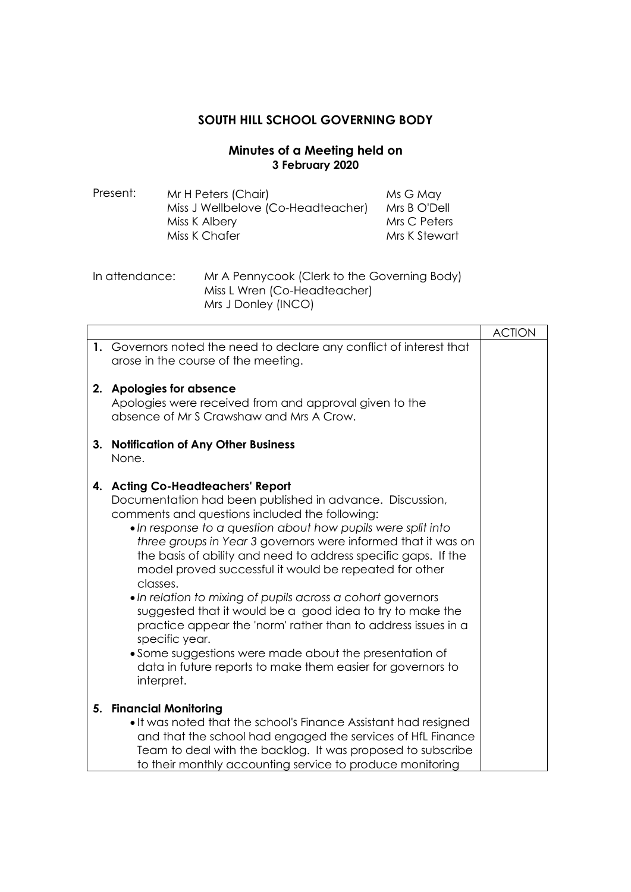# SOUTH HILL SCHOOL GOVERNING BODY

## Minutes of a Meeting held on 3 February 2020

Present:

| | |
|---|---|
| Mr H Peters (Chair) | Ms G May |
| Miss J Wellbelove (Co-Headteacher) | Mrs B O'Dell |
| Miss K Albery | Mrs C Peters |
| Miss K Chafer | Mrs K Stewart |

In attendance: Mr A Pennycook (Clerk to the Governing Body)
Miss L Wren (Co-Headteacher)
Mrs J Donley (INCO)

| | ACTION |
|---|---|
| **1.** Governors noted the need to declare any conflict of interest that arose in the course of the meeting. | |
| **2. Apologies for absence**<br>Apologies were received from and approval given to the absence of Mr S Crawshaw and Mrs A Crow. | |
| **3. Notification of Any Other Business**<br>None. | |
| **4. Acting Co-Headteachers' Report**<br>Documentation had been published in advance. Discussion, comments and questions included the following:<br>• *In response to a question about how pupils were split into three groups in Year 3* governors were informed that it was on the basis of ability and need to address specific gaps. If the model proved successful it would be repeated for other classes.<br>• *In relation to mixing of pupils across a cohort* governors suggested that it would be a good idea to try to make the practice appear the 'norm' rather than to address issues in a specific year.<br>• Some suggestions were made about the presentation of data in future reports to make them easier for governors to interpret. | |
| **5. Financial Monitoring**<br>• It was noted that the school's Finance Assistant had resigned and that the school had engaged the services of HfL Finance Team to deal with the backlog. It was proposed to subscribe to their monthly accounting service to produce monitoring | |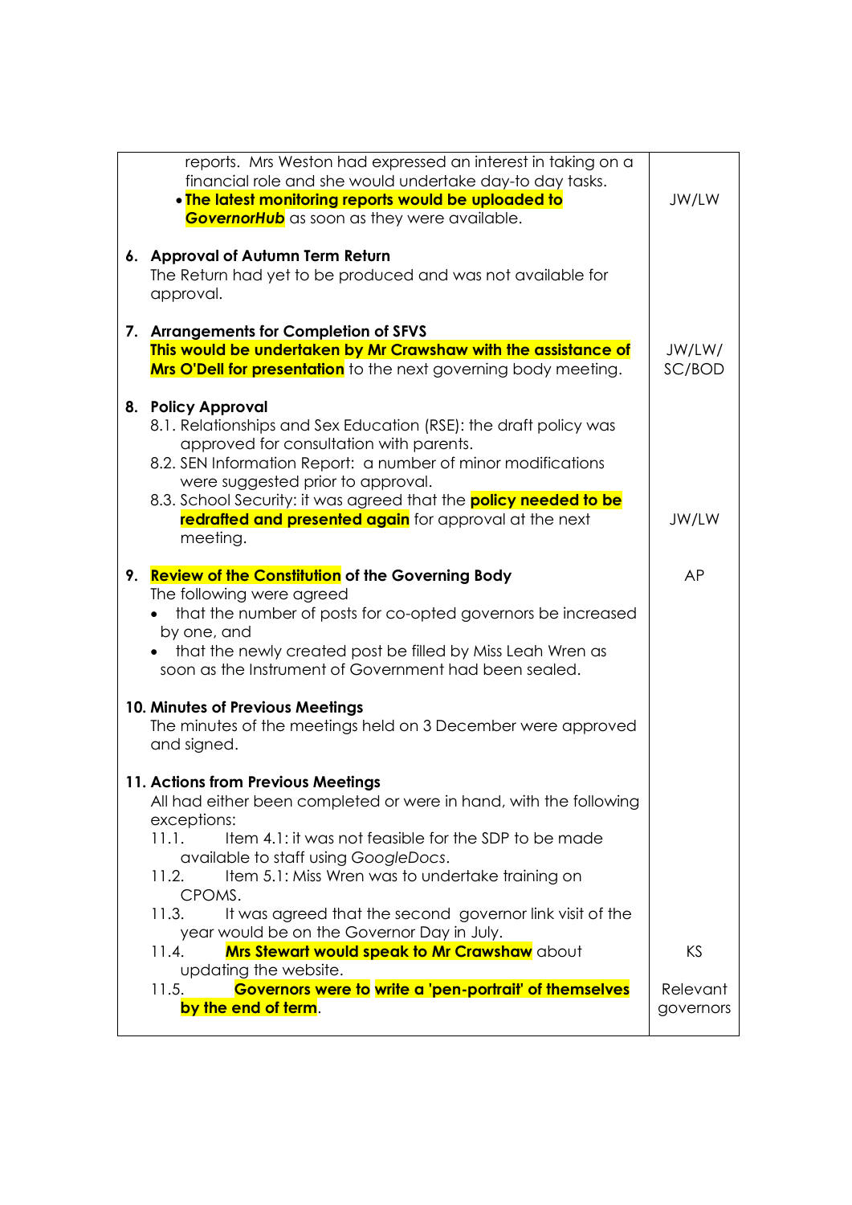| | |
|---|---|
| reports. Mrs Weston had expressed an interest in taking on a financial role and she would undertake day-to day tasks.<br>• **The latest monitoring reports would be uploaded to *GovernorHub*** as soon as they were available. | JW/LW |
| **6. Approval of Autumn Term Return**<br>The Return had yet to be produced and was not available for approval. | |
| **7. Arrangements for Completion of SFVS**<br>**This would be undertaken by Mr Crawshaw with the assistance of Mrs O'Dell for presentation** to the next governing body meeting. | JW/LW/ SC/BOD |
| **8. Policy Approval**<br>8.1. Relationships and Sex Education (RSE): the draft policy was approved for consultation with parents.<br>8.2. SEN Information Report: a number of minor modifications were suggested prior to approval.<br>8.3. School Security: it was agreed that the **policy needed to be redrafted and presented again** for approval at the next meeting. | JW/LW |
| **9. Review of the Constitution of the Governing Body**<br>The following were agreed<br>• that the number of posts for co-opted governors be increased by one, and<br>• that the newly created post be filled by Miss Leah Wren as soon as the Instrument of Government had been sealed. | AP |
| **10. Minutes of Previous Meetings**<br>The minutes of the meetings held on 3 December were approved and signed. | |
| **11. Actions from Previous Meetings**<br>All had either been completed or were in hand, with the following exceptions:<br>11.1. Item 4.1: it was not feasible for the SDP to be made available to staff using *GoogleDocs*.<br>11.2. Item 5.1: Miss Wren was to undertake training on CPOMS.<br>11.3. It was agreed that the second governor link visit of the year would be on the Governor Day in July.<br>11.4. **Mrs Stewart would speak to Mr Crawshaw** about updating the website.<br>11.5. **Governors were to write a 'pen-portrait' of themselves by the end of term**. | KS<br><br>Relevant governors |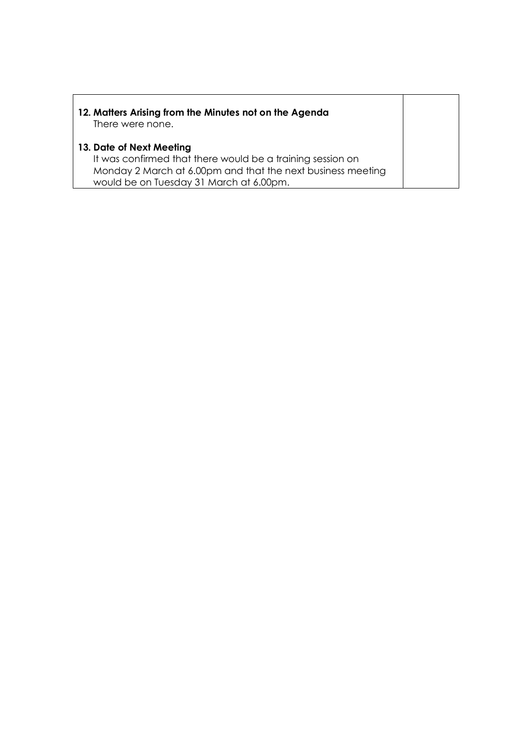| | |
|---|---|
| **12. Matters Arising from the Minutes not on the Agenda**<br>There were none.<br><br>**13. Date of Next Meeting**<br>It was confirmed that there would be a training session on Monday 2 March at 6.00pm and that the next business meeting would be on Tuesday 31 March at 6.00pm. | |